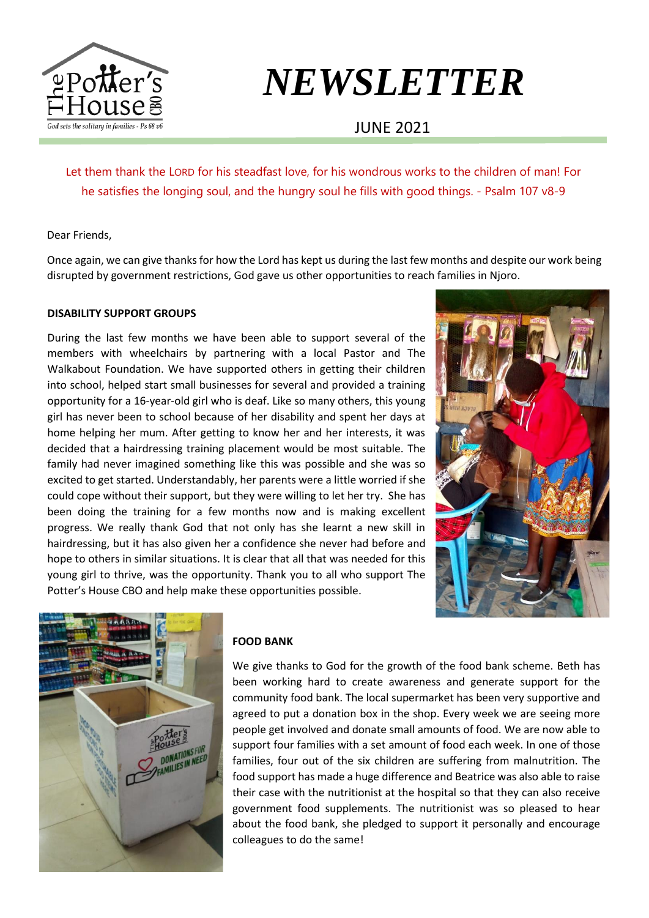# NEWSLETTER

JUNE 2021

Let them thank the LORD for his steadfast love, for his wondrous works to the children of man! For he satisfies the longing soul, and the hungry soul he fills with good things. - Psalm 107 v8-9

Dear Friends,

Once again, we can give thanks for how the Lord has kept us during the last few months and despite our work being disrupted by government restrictions, God gave us other opportunities to reach families in Njoro.

**DISABILITY SUPPORT GROUPS**

During the last few months we have been able to support several of the members with wheelchairs by partnering with a local Pastor and The Walkabout Foundation. We have supported others in getting their children into school, helped start small businesses for several and provided a training opportunity for a 16-year-old girl who is deaf. Like so many others, this young girl has never been to school because of her disability and spent her days at home helping her mum. After getting to know her and her interests, it was decided that a hairdressing training placement would be most suitable. The family had never imagined something like this was possible and she was so excited to get started. Understandably, her parents were a little worried if she could cope without their support, but they were willing to let her try. She has been doing the training for a few months now and is making excellent progress. We really thank God that not only has she learnt a new skill in hairdressing, but it has also given her a confidence she never had before and hope to others in similar situations. It is clear that all that was needed for this young girl to thrive, was the opportunity. Thank you to all who support The Potter's House CBO and help make these opportunities possible.

**FOOD BANK**

We give thanks to God for the growth of the food bank scheme. Beth has been working hard to create awareness and generate support for the community food bank. The local supermarket has been very supportive and agreed to put a donation box in the shop. Every week we are seeing more people get involved and donate small amounts of food. We are now able to support four families with a set amount of food each week. In one of those families, four out of the six children are suffering from malnutrition. The food support has made a huge difference and Beatrice was also able to raise their case with the nutritionist at the hospital so that they can also receive government food supplements. The nutritionist was so pleased to hear about the food bank, she pledged to support it personally and encourage colleagues to do the same!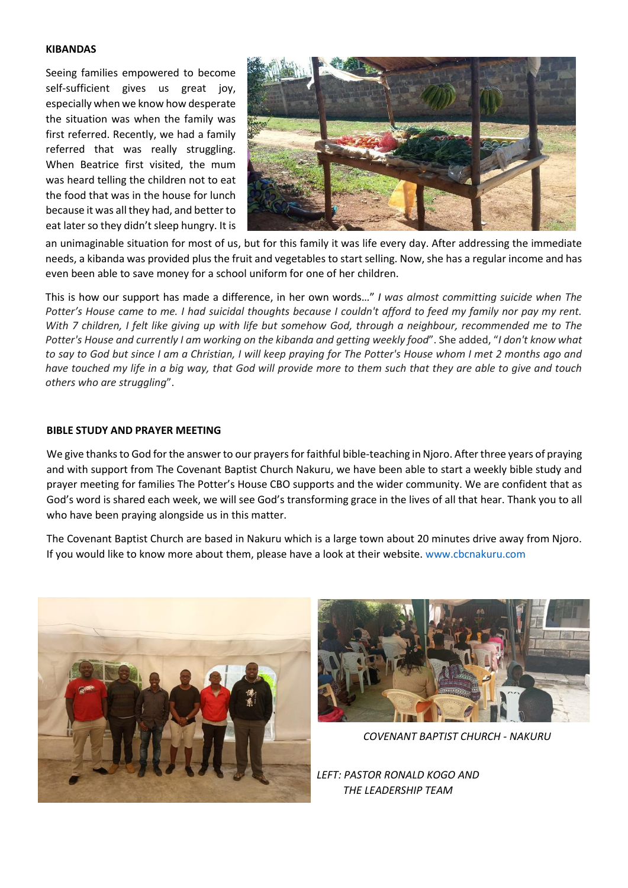**KIBANDAS**

Seeing families empowered to become self-sufficient gives us great joy, especially when we know how desperate the situation was when the family was first referred. Recently, we had a family referred that was really struggling. When Beatrice first visited, the mum was heard telling the children not to eat the food that was in the house for lunch because it was all they had, and better to eat later so they didn't sleep hungry. It is an unimaginable situation for most of us, but for this family it was life every day. After addressing the immediate needs, a kibanda was provided plus the fruit and vegetables to start selling. Now, she has a regular income and has even been able to save money for a school uniform for one of her children.

This is how our support has made a difference, in her own words…" *I was almost committing suicide when The Potter's House came to me. I had suicidal thoughts because I couldn't afford to feed my family nor pay my rent. With 7 children, I felt like giving up with life but somehow God, through a neighbour, recommended me to The Potter's House and currently I am working on the kibanda and getting weekly food*". She added, "*I don't know what to say to God but since I am a Christian, I will keep praying for The Potter's House whom I met 2 months ago and have touched my life in a big way, that God will provide more to them such that they are able to give and touch others who are struggling*".

**BIBLE STUDY AND PRAYER MEETING**

We give thanks to God for the answer to our prayers for faithful bible-teaching in Njoro. After three years of praying and with support from The Covenant Baptist Church Nakuru, we have been able to start a weekly bible study and prayer meeting for families The Potter's House CBO supports and the wider community. We are confident that as God's word is shared each week, we will see God's transforming grace in the lives of all that hear. Thank you to all who have been praying alongside us in this matter.

The Covenant Baptist Church are based in Nakuru which is a large town about 20 minutes drive away from Njoro. If you would like to know more about them, please have a look at their website. www.cbcnakuru.com

*COVENANT BAPTIST CHURCH - NAKURU*

*LEFT: PASTOR RONALD KOGO AND THE LEADERSHIP TEAM*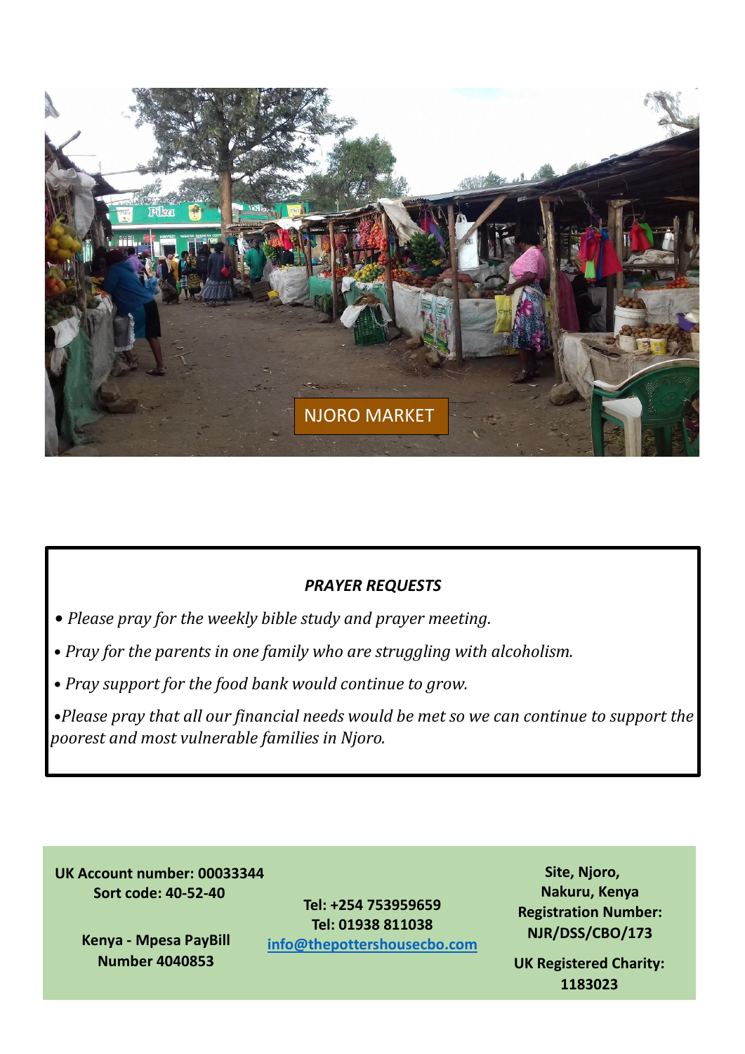NJORO MARKET

*PRAYER REQUESTS*

- *Please pray for the weekly bible study and prayer meeting.*
- *Pray for the parents in one family who are struggling with alcoholism.*
- *Pray support for the food bank would continue to grow.*
- *Please pray that all our financial needs would be met so we can continue to support the poorest and most vulnerable families in Njoro.*

**UK Account number: 00033344**
**Sort code: 40-52-40**

**Kenya - Mpesa PayBill Number 4040853**

**Tel: +254 753959659**
**Tel: 01938 811038**
**info@thepottershousecbo.com**

**Site, Njoro, Nakuru, Kenya**
**Registration Number: NJR/DSS/CBO/173**

**UK Registered Charity: 1183023**